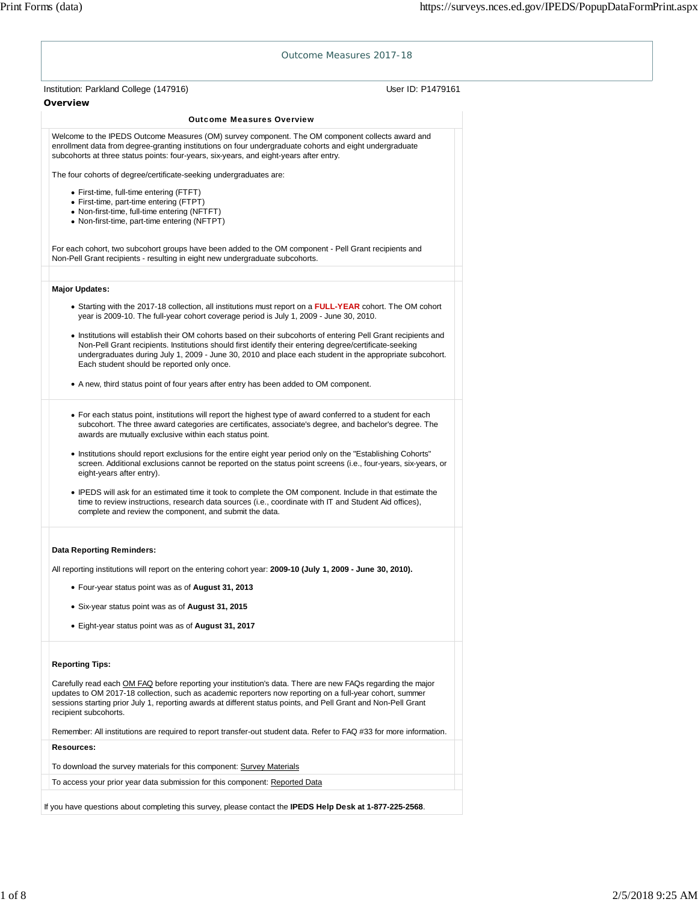# Outcome Measures 2017-18

Institution: Parkland College (147916) User ID: P1479161

## Overview

### Outcome Measures Overview

Welcome to the IPEDS Outcome Measures (OM) survey component. The OM component collects award and enrollment data from degree-granting institutions on four undergraduate cohorts and eight undergraduate subcohorts at three status points: four-years, six-years, and eight-years after entry.

The four cohorts of degree/certificate-seeking undergraduates are:

- First-time, full-time entering (FTFT)
- First-time, part-time entering (FTPT)
- Non-first-time, full-time entering (NFTFT)
- Non-first-time, part-time entering (NFTPT)

For each cohort, two subcohort groups have been added to the OM component - Pell Grant recipients and Non-Pell Grant recipients - resulting in eight new undergraduate subcohorts.

**Major Updates:**

- Starting with the 2017-18 collection, all institutions must report on a **FULL-YEAR** cohort. The OM cohort year is 2009-10. The full-year cohort coverage period is July 1, 2009 - June 30, 2010.
- Institutions will establish their OM cohorts based on their subcohorts of entering Pell Grant recipients and Non-Pell Grant recipients. Institutions should first identify their entering degree/certificate-seeking undergraduates during July 1, 2009 - June 30, 2010 and place each student in the appropriate subcohort. Each student should be reported only once.
- A new, third status point of four years after entry has been added to OM component.

- For each status point, institutions will report the highest type of award conferred to a student for each subcohort. The three award categories are certificates, associate's degree, and bachelor's degree. The awards are mutually exclusive within each status point.
- Institutions should report exclusions for the entire eight year period only on the "Establishing Cohorts" screen. Additional exclusions cannot be reported on the status point screens (i.e., four-years, six-years, or eight-years after entry).
- IPEDS will ask for an estimated time it took to complete the OM component. Include in that estimate the time to review instructions, research data sources (i.e., coordinate with IT and Student Aid offices), complete and review the component, and submit the data.

**Data Reporting Reminders:**

All reporting institutions will report on the entering cohort year: **2009-10 (July 1, 2009 - June 30, 2010).**

- Four-year status point was as of **August 31, 2013**
- Six-year status point was as of **August 31, 2015**
- Eight-year status point was as of **August 31, 2017**

**Reporting Tips:**

Carefully read each OM FAQ before reporting your institution's data. There are new FAQs regarding the major updates to OM 2017-18 collection, such as academic reporters now reporting on a full-year cohort, summer sessions starting prior July 1, reporting awards at different status points, and Pell Grant and Non-Pell Grant recipient subcohorts.

Remember: All institutions are required to report transfer-out student data. Refer to FAQ #33 for more information.

**Resources:**

To download the survey materials for this component: Survey Materials

To access your prior year data submission for this component: Reported Data

If you have questions about completing this survey, please contact the **IPEDS Help Desk at 1-877-225-2568**.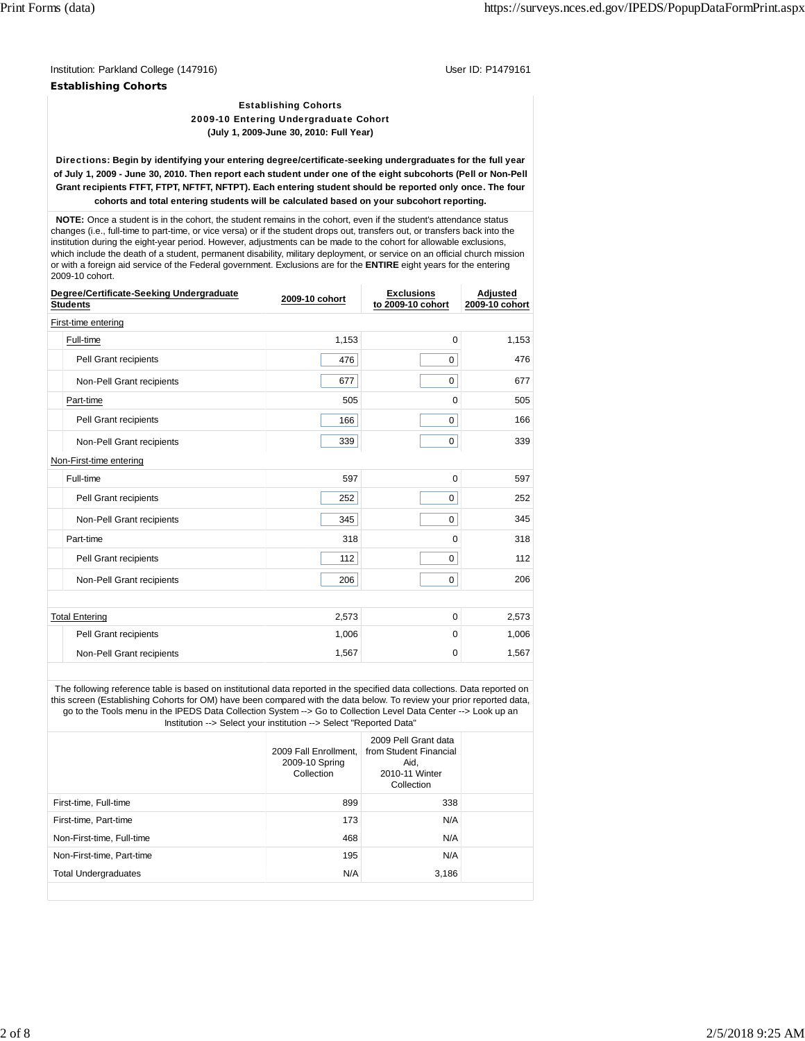Institution: Parkland College (147916)

User ID: P1479161

**Establishing Cohorts**

### Establishing Cohorts
### 2009-10 Entering Undergraduate Cohort
**(July 1, 2009-June 30, 2010: Full Year)**

**Directions: Begin by identifying your entering degree/certificate-seeking undergraduates for the full year of July 1, 2009 - June 30, 2010. Then report each student under one of the eight subcohorts (Pell or Non-Pell Grant recipients FTFT, FTPT, NFTFT, NFTPT). Each entering student should be reported only once. The four cohorts and total entering students will be calculated based on your subcohort reporting.**

**NOTE:** Once a student is in the cohort, the student remains in the cohort, even if the student's attendance status changes (i.e., full-time to part-time, or vice versa) or if the student drops out, transfers out, or transfers back into the institution during the eight-year period. However, adjustments can be made to the cohort for allowable exclusions, which include the death of a student, permanent disability, military deployment, or service on an official church mission or with a foreign aid service of the Federal government. Exclusions are for the **ENTIRE** eight years for the entering 2009-10 cohort.

| Degree/Certificate-Seeking Undergraduate Students | 2009-10 cohort | Exclusions to 2009-10 cohort | Adjusted 2009-10 cohort |
|---|---|---|---|
| First-time entering | | | |
| Full-time | 1,153 | 0 | 1,153 |
| Pell Grant recipients | 476 | 0 | 476 |
| Non-Pell Grant recipients | 677 | 0 | 677 |
| Part-time | 505 | 0 | 505 |
| Pell Grant recipients | 166 | 0 | 166 |
| Non-Pell Grant recipients | 339 | 0 | 339 |
| Non-First-time entering | | | |
| Full-time | 597 | 0 | 597 |
| Pell Grant recipients | 252 | 0 | 252 |
| Non-Pell Grant recipients | 345 | 0 | 345 |
| Part-time | 318 | 0 | 318 |
| Pell Grant recipients | 112 | 0 | 112 |
| Non-Pell Grant recipients | 206 | 0 | 206 |
| Total Entering | 2,573 | 0 | 2,573 |
| Pell Grant recipients | 1,006 | 0 | 1,006 |
| Non-Pell Grant recipients | 1,567 | 0 | 1,567 |

The following reference table is based on institutional data reported in the specified data collections. Data reported on this screen (Establishing Cohorts for OM) have been compared with the data below. To review your prior reported data, go to the Tools menu in the IPEDS Data Collection System --> Go to Collection Level Data Center --> Look up an Institution --> Select your institution --> Select "Reported Data"

| | 2009 Fall Enrollment, 2009-10 Spring Collection | 2009 Pell Grant data from Student Financial Aid, 2010-11 Winter Collection | |
|---|---|---|---|
| First-time, Full-time | 899 | 338 | |
| First-time, Part-time | 173 | N/A | |
| Non-First-time, Full-time | 468 | N/A | |
| Non-First-time, Part-time | 195 | N/A | |
| Total Undergraduates | N/A | 3,186 | |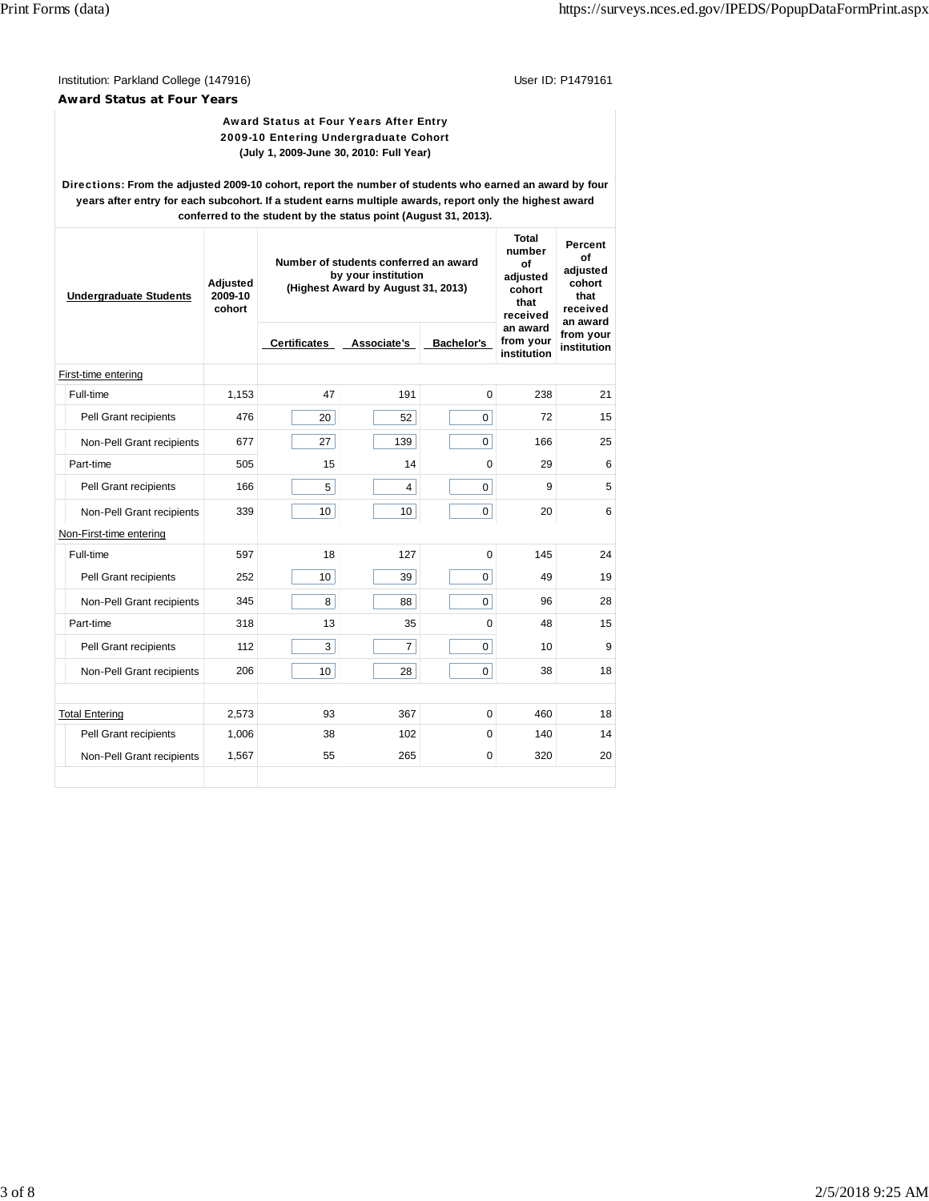Institution: Parkland College (147916) User ID: P1479161

**Award Status at Four Years**

**Award Status at Four Years After Entry**
**2009-10 Entering Undergraduate Cohort**
**(July 1, 2009-June 30, 2010: Full Year)**

**Directions: From the adjusted 2009-10 cohort, report the number of students who earned an award by four years after entry for each subcohort. If a student earns multiple awards, report only the highest award conferred to the student by the status point (August 31, 2013).**

| Undergraduate Students | Adjusted 2009-10 cohort | Number of students conferred an award by your institution (Highest Award by August 31, 2013) | | | Total number of adjusted cohort that received an award from your institution | Percent of adjusted cohort that received an award from your institution |
|---|---|---|---|---|---|---|
| | | Certificates | Associate's | Bachelor's | | |
| First-time entering | | | | | | |
| Full-time | 1,153 | 47 | 191 | 0 | 238 | 21 |
| Pell Grant recipients | 476 | 20 | 52 | 0 | 72 | 15 |
| Non-Pell Grant recipients | 677 | 27 | 139 | 0 | 166 | 25 |
| Part-time | 505 | 15 | 14 | 0 | 29 | 6 |
| Pell Grant recipients | 166 | 5 | 4 | 0 | 9 | 5 |
| Non-Pell Grant recipients | 339 | 10 | 10 | 0 | 20 | 6 |
| Non-First-time entering | | | | | | |
| Full-time | 597 | 18 | 127 | 0 | 145 | 24 |
| Pell Grant recipients | 252 | 10 | 39 | 0 | 49 | 19 |
| Non-Pell Grant recipients | 345 | 8 | 88 | 0 | 96 | 28 |
| Part-time | 318 | 13 | 35 | 0 | 48 | 15 |
| Pell Grant recipients | 112 | 3 | 7 | 0 | 10 | 9 |
| Non-Pell Grant recipients | 206 | 10 | 28 | 0 | 38 | 18 |
| | | | | | | |
| Total Entering | 2,573 | 93 | 367 | 0 | 460 | 18 |
| Pell Grant recipients | 1,006 | 38 | 102 | 0 | 140 | 14 |
| Non-Pell Grant recipients | 1,567 | 55 | 265 | 0 | 320 | 20 |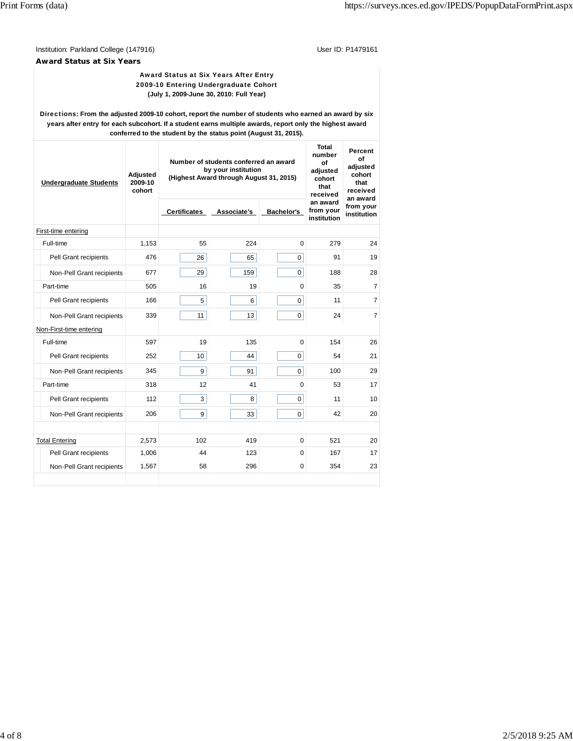Institution: Parkland College (147916)

User ID: P1479161

### Award Status at Six Years

**Award Status at Six Years After Entry**
**2009-10 Entering Undergraduate Cohort**
**(July 1, 2009-June 30, 2010: Full Year)**

**Directions: From the adjusted 2009-10 cohort, report the number of students who earned an award by six years after entry for each subcohort. If a student earns multiple awards, report only the highest award conferred to the student by the status point (August 31, 2015).**

| Undergraduate Students | Adjusted 2009-10 cohort | Number of students conferred an award by your institution (Highest Award through August 31, 2015) | | | Total number of adjusted cohort that received an award from your institution | Percent of adjusted cohort that received an award from your institution |
|---|---|---|---|---|---|---|
| | | Certificates | Associate's | Bachelor's | | |
| First-time entering | | | | | | |
| Full-time | 1,153 | 55 | 224 | 0 | 279 | 24 |
| Pell Grant recipients | 476 | 26 | 65 | 0 | 91 | 19 |
| Non-Pell Grant recipients | 677 | 29 | 159 | 0 | 188 | 28 |
| Part-time | 505 | 16 | 19 | 0 | 35 | 7 |
| Pell Grant recipients | 166 | 5 | 6 | 0 | 11 | 7 |
| Non-Pell Grant recipients | 339 | 11 | 13 | 0 | 24 | 7 |
| Non-First-time entering | | | | | | |
| Full-time | 597 | 19 | 135 | 0 | 154 | 26 |
| Pell Grant recipients | 252 | 10 | 44 | 0 | 54 | 21 |
| Non-Pell Grant recipients | 345 | 9 | 91 | 0 | 100 | 29 |
| Part-time | 318 | 12 | 41 | 0 | 53 | 17 |
| Pell Grant recipients | 112 | 3 | 8 | 0 | 11 | 10 |
| Non-Pell Grant recipients | 206 | 9 | 33 | 0 | 42 | 20 |
| Total Entering | 2,573 | 102 | 419 | 0 | 521 | 20 |
| Pell Grant recipients | 1,006 | 44 | 123 | 0 | 167 | 17 |
| Non-Pell Grant recipients | 1,567 | 58 | 296 | 0 | 354 | 23 |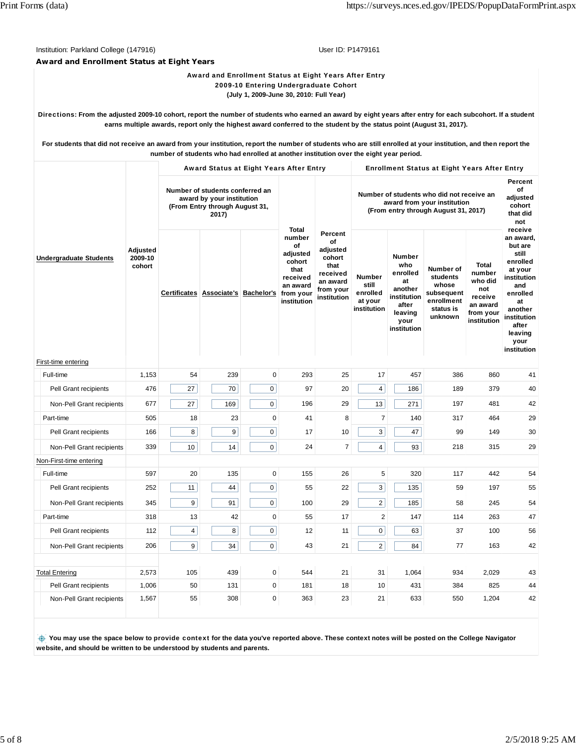Institution: Parkland College (147916) User ID: P1479161

**Award and Enrollment Status at Eight Years**

**Award and Enrollment Status at Eight Years After Entry**
**2009-10 Entering Undergraduate Cohort**
**(July 1, 2009-June 30, 2010: Full Year)**

**Directions: From the adjusted 2009-10 cohort, report the number of students who earned an award by eight years after entry for each subcohort. If a student earns multiple awards, report only the highest award conferred to the student by the status point (August 31, 2017).**

**For students that did not receive an award from your institution, report the number of students who are still enrolled at your institution, and then report the number of students who had enrolled at another institution over the eight year period.**

| | | Award Status at Eight Years After Entry | | | | | Enrollment Status at Eight Years After Entry | | | | |
|---|---|---|---|---|---|---|---|---|---|---|---|
| | | Number of students conferred an award by your institution (From Entry through August 31, 2017) | | | | | Number of students who did not receive an award from your institution (From entry through August 31, 2017) | | | | |
| Undergraduate Students | Adjusted 2009-10 cohort | Certificates | Associate's | Bachelor's | Total number of adjusted cohort that received an award from your institution | Percent of adjusted cohort that received an award from your institution | Number still enrolled at your institution | Number who enrolled at another institution after leaving your institution | Number of students whose subsequent enrollment status is unknown | Total number who did not receive an award from your institution | Percent of adjusted cohort that did not receive an award, but are still enrolled at your institution and enrolled at another institution after leaving your institution |
| First-time entering | | | | | | | | | | | |
| Full-time | 1,153 | 54 | 239 | 0 | 293 | 25 | 17 | 457 | 386 | 860 | 41 |
| Pell Grant recipients | 476 | 27 | 70 | 0 | 97 | 20 | 4 | 186 | 189 | 379 | 40 |
| Non-Pell Grant recipients | 677 | 27 | 169 | 0 | 196 | 29 | 13 | 271 | 197 | 481 | 42 |
| Part-time | 505 | 18 | 23 | 0 | 41 | 8 | 7 | 140 | 317 | 464 | 29 |
| Pell Grant recipients | 166 | 8 | 9 | 0 | 17 | 10 | 3 | 47 | 99 | 149 | 30 |
| Non-Pell Grant recipients | 339 | 10 | 14 | 0 | 24 | 7 | 4 | 93 | 218 | 315 | 29 |
| Non-First-time entering | | | | | | | | | | | |
| Full-time | 597 | 20 | 135 | 0 | 155 | 26 | 5 | 320 | 117 | 442 | 54 |
| Pell Grant recipients | 252 | 11 | 44 | 0 | 55 | 22 | 3 | 135 | 59 | 197 | 55 |
| Non-Pell Grant recipients | 345 | 9 | 91 | 0 | 100 | 29 | 2 | 185 | 58 | 245 | 54 |
| Part-time | 318 | 13 | 42 | 0 | 55 | 17 | 2 | 147 | 114 | 263 | 47 |
| Pell Grant recipients | 112 | 4 | 8 | 0 | 12 | 11 | 0 | 63 | 37 | 100 | 56 |
| Non-Pell Grant recipients | 206 | 9 | 34 | 0 | 43 | 21 | 2 | 84 | 77 | 163 | 42 |
| Total Entering | 2,573 | 105 | 439 | 0 | 544 | 21 | 31 | 1,064 | 934 | 2,029 | 43 |
| Pell Grant recipients | 1,006 | 50 | 131 | 0 | 181 | 18 | 10 | 431 | 384 | 825 | 44 |
| Non-Pell Grant recipients | 1,567 | 55 | 308 | 0 | 363 | 23 | 21 | 633 | 550 | 1,204 | 42 |

**You may use the space below to provide context for the data you've reported above. These context notes will be posted on the College Navigator website, and should be written to be understood by students and parents.**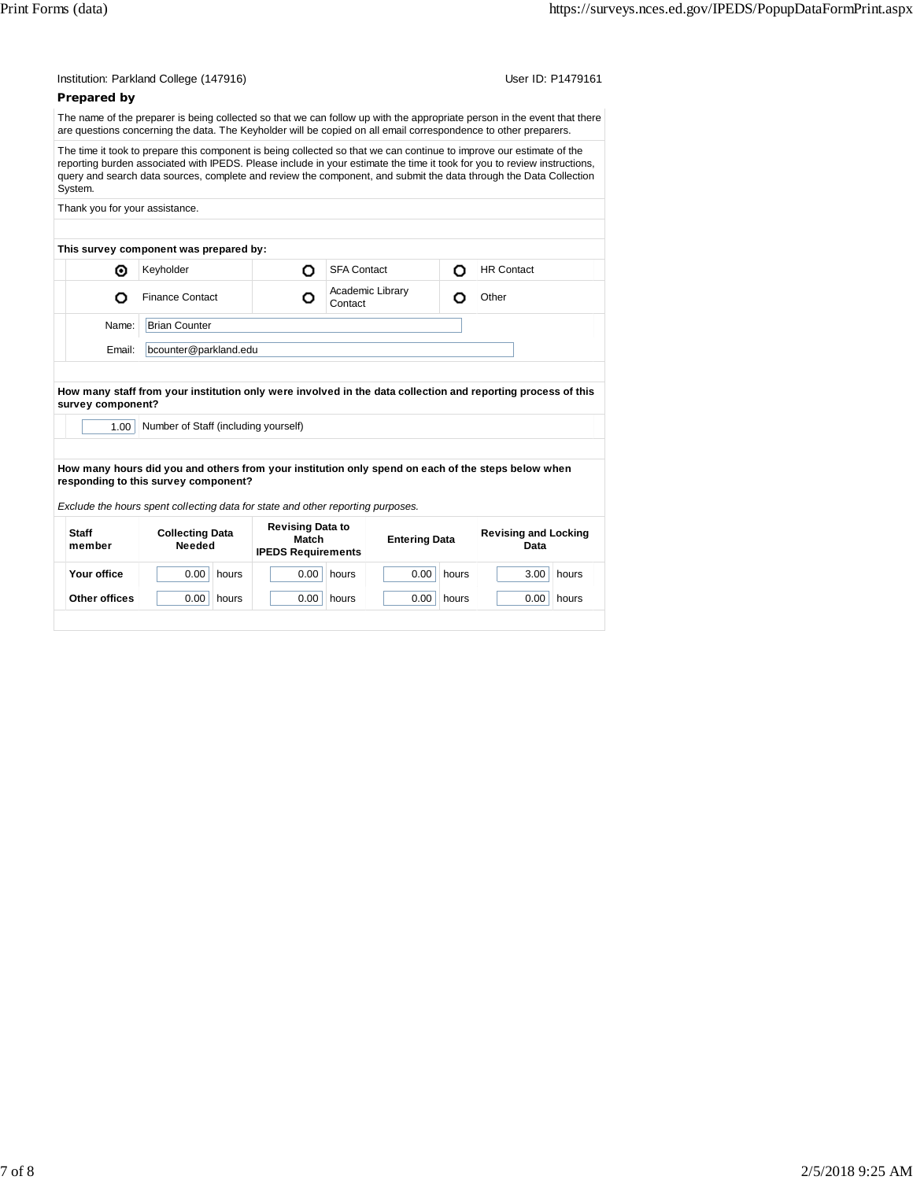Institution: Parkland College (147916)  User ID: P1479161

## Prepared by

The name of the preparer is being collected so that we can follow up with the appropriate person in the event that there are questions concerning the data. The Keyholder will be copied on all email correspondence to other preparers.

The time it took to prepare this component is being collected so that we can continue to improve our estimate of the reporting burden associated with IPEDS. Please include in your estimate the time it took for you to review instructions, query and search data sources, complete and review the component, and submit the data through the Data Collection System.

Thank you for your assistance.

**This survey component was prepared by:**

| | | | | | |
|---|---|---|---|---|---|
| ◉ | Keyholder | ○ | SFA Contact | ○ | HR Contact |
| ○ | Finance Contact | ○ | Academic Library Contact | ○ | Other |

Name: Brian Counter

Email: bcounter@parkland.edu

**How many staff from your institution only were involved in the data collection and reporting process of this survey component?**

1.00 Number of Staff (including yourself)

**How many hours did you and others from your institution only spend on each of the steps below when responding to this survey component?**

*Exclude the hours spent collecting data for state and other reporting purposes.*

| Staff member | Collecting Data Needed | Revising Data to Match IPEDS Requirements | Entering Data | Revising and Locking Data |
|---|---|---|---|---|
| Your office | 0.00 hours | 0.00 hours | 0.00 hours | 3.00 hours |
| Other offices | 0.00 hours | 0.00 hours | 0.00 hours | 0.00 hours |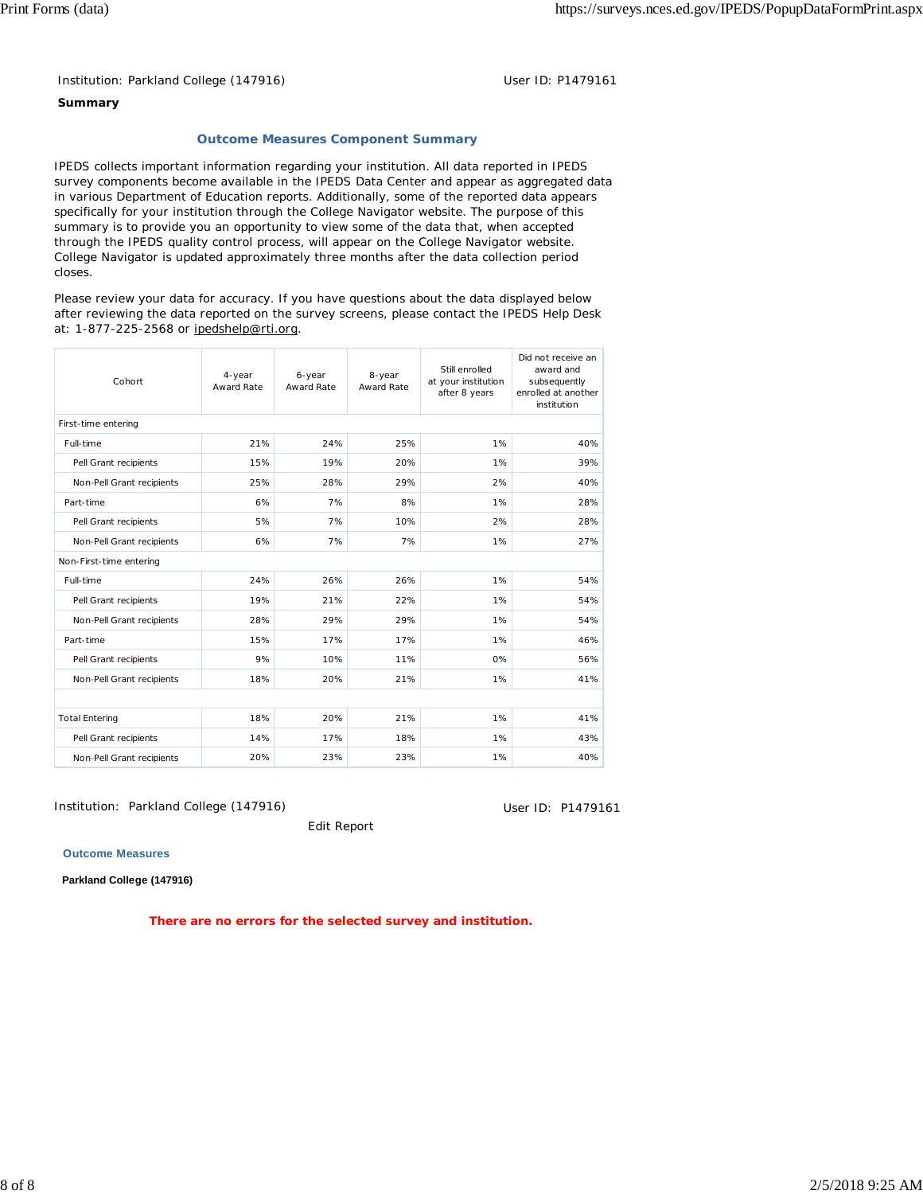Institution: Parkland College (147916)　　　　User ID: P1479161

**Summary**

## Outcome Measures Component Summary

IPEDS collects important information regarding your institution. All data reported in IPEDS survey components become available in the IPEDS Data Center and appear as aggregated data in various Department of Education reports. Additionally, some of the reported data appears specifically for your institution through the College Navigator website. The purpose of this summary is to provide you an opportunity to view some of the data that, when accepted through the IPEDS quality control process, will appear on the College Navigator website. College Navigator is updated approximately three months after the data collection period closes.

Please review your data for accuracy. If you have questions about the data displayed below after reviewing the data reported on the survey screens, please contact the IPEDS Help Desk at: 1-877-225-2568 or ipedshelp@rti.org.

| Cohort | 4-year Award Rate | 6-year Award Rate | 8-year Award Rate | Still enrolled at your institution after 8 years | Did not receive an award and subsequently enrolled at another institution |
|---|---|---|---|---|---|
| First-time entering | | | | | |
| Full-time | 21% | 24% | 25% | 1% | 40% |
| Pell Grant recipients | 15% | 19% | 20% | 1% | 39% |
| Non-Pell Grant recipients | 25% | 28% | 29% | 2% | 40% |
| Part-time | 6% | 7% | 8% | 1% | 28% |
| Pell Grant recipients | 5% | 7% | 10% | 2% | 28% |
| Non-Pell Grant recipients | 6% | 7% | 7% | 1% | 27% |
| Non-First-time entering | | | | | |
| Full-time | 24% | 26% | 26% | 1% | 54% |
| Pell Grant recipients | 19% | 21% | 22% | 1% | 54% |
| Non-Pell Grant recipients | 28% | 29% | 29% | 1% | 54% |
| Part-time | 15% | 17% | 17% | 1% | 46% |
| Pell Grant recipients | 9% | 10% | 11% | 0% | 56% |
| Non-Pell Grant recipients | 18% | 20% | 21% | 1% | 41% |
| | | | | | |
| Total Entering | 18% | 20% | 21% | 1% | 41% |
| Pell Grant recipients | 14% | 17% | 18% | 1% | 43% |
| Non-Pell Grant recipients | 20% | 23% | 23% | 1% | 40% |

Institution: Parkland College (147916)　　　　User ID: P1479161

Edit Report

**Outcome Measures**

**Parkland College (147916)**

**There are no errors for the selected survey and institution.**